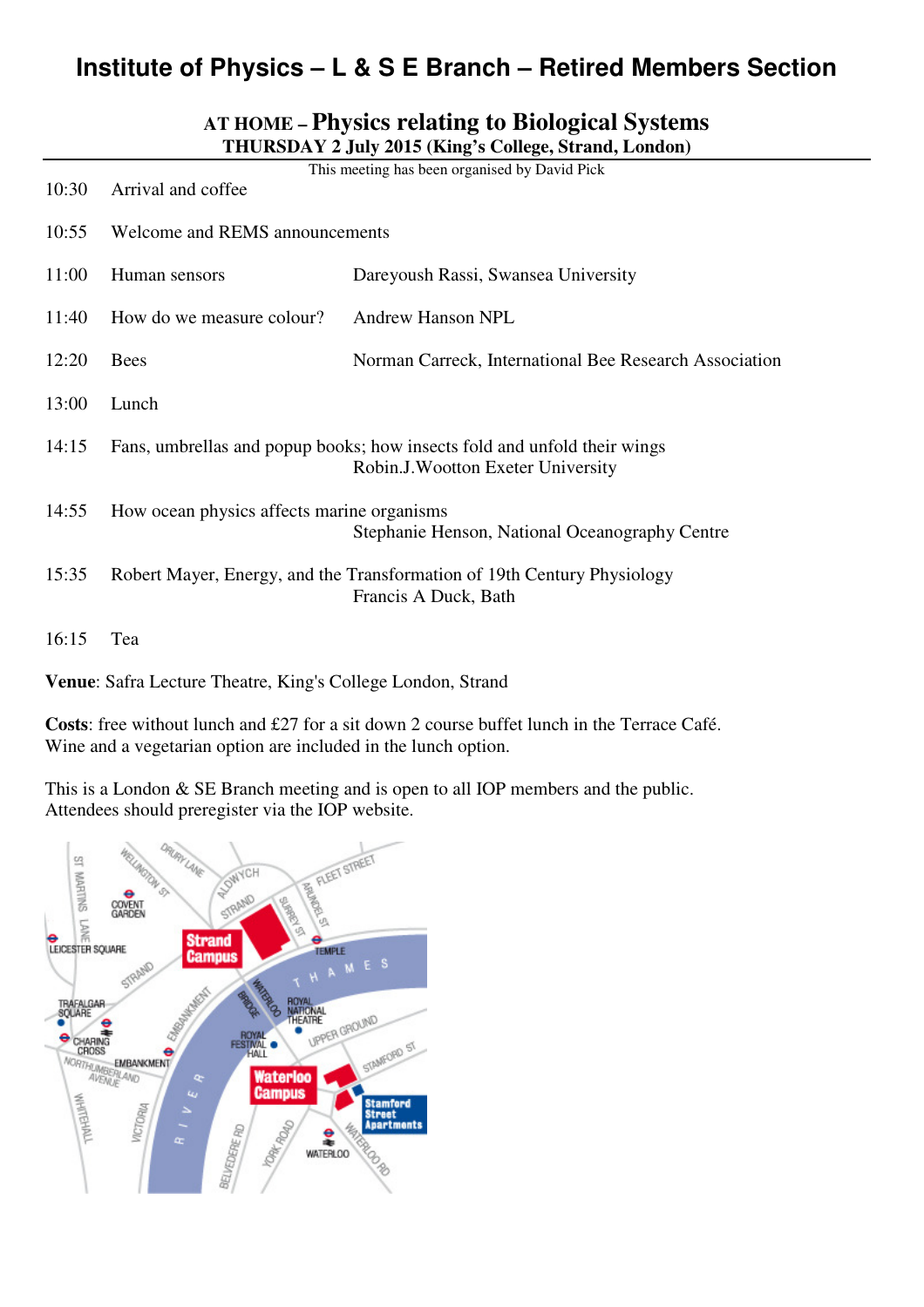# Institute of Physics – L & S E Branch – Retired Members Section

## AT HOME – Physics relating to Biological Systems

**THURSDAY 2 July 2015 (King's College, Strand, London)**

This meeting has been organised by David Pick

| | | |
|---|---|---|
| 10:30 | Arrival and coffee | |
| 10:55 | Welcome and REMS announcements | |
| 11:00 | Human sensors | Dareyoush Rassi, Swansea University |
| 11:40 | How do we measure colour? | Andrew Hanson NPL |
| 12:20 | Bees | Norman Carreck, International Bee Research Association |
| 13:00 | Lunch | |
| 14:15 | Fans, umbrellas and popup books; how insects fold and unfold their wings | Robin.J.Wootton Exeter University |
| 14:55 | How ocean physics affects marine organisms | Stephanie Henson, National Oceanography Centre |
| 15:35 | Robert Mayer, Energy, and the Transformation of 19th Century Physiology | Francis A Duck, Bath |
| 16:15 | Tea | |

**Venue**: Safra Lecture Theatre, King's College London, Strand

**Costs**: free without lunch and £27 for a sit down 2 course buffet lunch in the Terrace Café. Wine and a vegetarian option are included in the lunch option.

This is a London & SE Branch meeting and is open to all IOP members and the public. Attendees should preregister via the IOP website.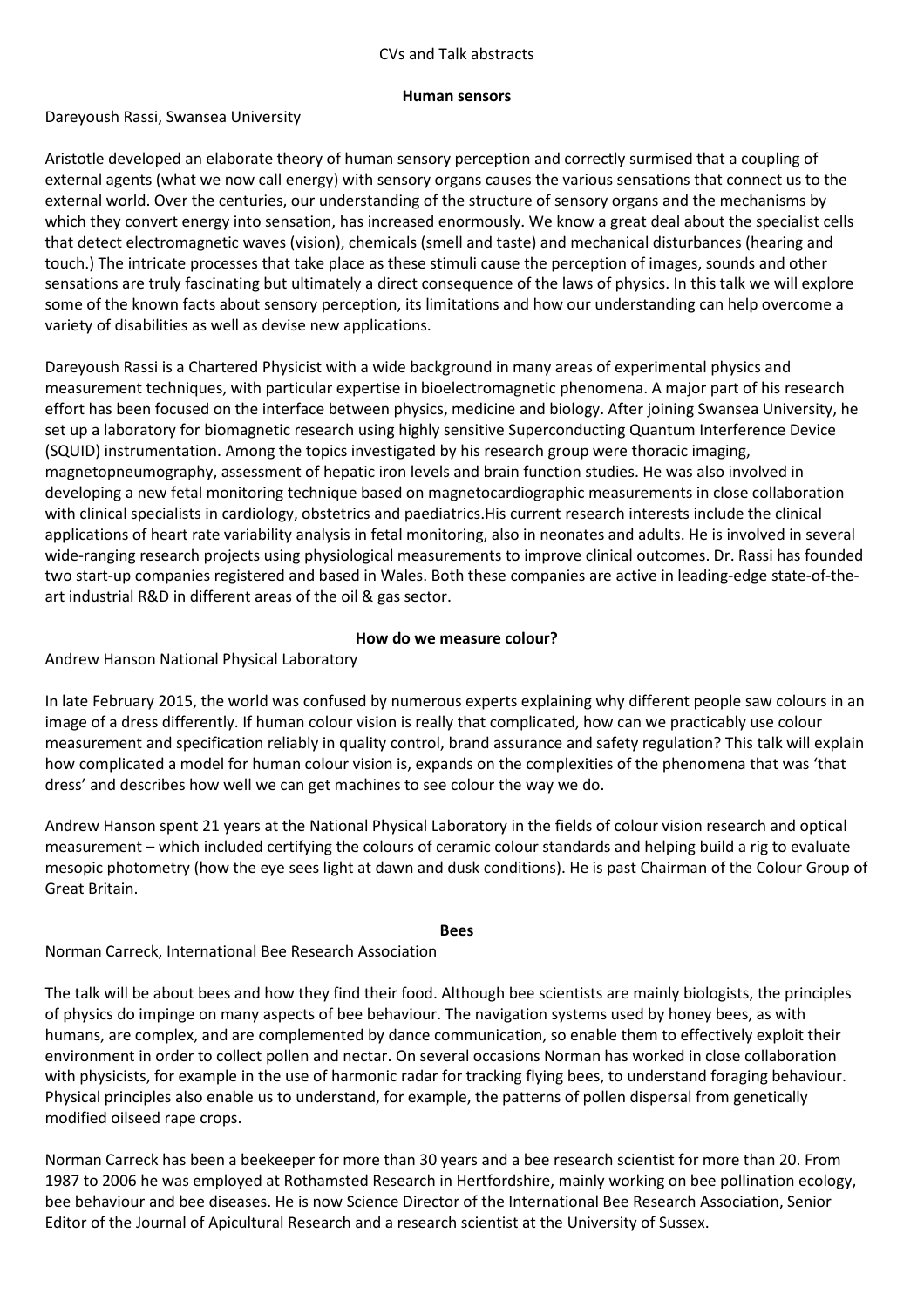CVs and Talk abstracts

## Human sensors

Dareyoush Rassi, Swansea University

Aristotle developed an elaborate theory of human sensory perception and correctly surmised that a coupling of external agents (what we now call energy) with sensory organs causes the various sensations that connect us to the external world. Over the centuries, our understanding of the structure of sensory organs and the mechanisms by which they convert energy into sensation, has increased enormously. We know a great deal about the specialist cells that detect electromagnetic waves (vision), chemicals (smell and taste) and mechanical disturbances (hearing and touch.) The intricate processes that take place as these stimuli cause the perception of images, sounds and other sensations are truly fascinating but ultimately a direct consequence of the laws of physics. In this talk we will explore some of the known facts about sensory perception, its limitations and how our understanding can help overcome a variety of disabilities as well as devise new applications.

Dareyoush Rassi is a Chartered Physicist with a wide background in many areas of experimental physics and measurement techniques, with particular expertise in bioelectromagnetic phenomena. A major part of his research effort has been focused on the interface between physics, medicine and biology. After joining Swansea University, he set up a laboratory for biomagnetic research using highly sensitive Superconducting Quantum Interference Device (SQUID) instrumentation. Among the topics investigated by his research group were thoracic imaging, magnetopneumography, assessment of hepatic iron levels and brain function studies. He was also involved in developing a new fetal monitoring technique based on magnetocardiographic measurements in close collaboration with clinical specialists in cardiology, obstetrics and paediatrics.His current research interests include the clinical applications of heart rate variability analysis in fetal monitoring, also in neonates and adults. He is involved in several wide-ranging research projects using physiological measurements to improve clinical outcomes. Dr. Rassi has founded two start-up companies registered and based in Wales. Both these companies are active in leading-edge state-of-the-art industrial R&D in different areas of the oil & gas sector.

## How do we measure colour?

Andrew Hanson National Physical Laboratory

In late February 2015, the world was confused by numerous experts explaining why different people saw colours in an image of a dress differently. If human colour vision is really that complicated, how can we practically use colour measurement and specification reliably in quality control, brand assurance and safety regulation? This talk will explain how complicated a model for human colour vision is, expands on the complexities of the phenomena that was 'that dress' and describes how well we can get machines to see colour the way we do.

Andrew Hanson spent 21 years at the National Physical Laboratory in the fields of colour vision research and optical measurement – which included certifying the colours of ceramic colour standards and helping build a rig to evaluate mesopic photometry (how the eye sees light at dawn and dusk conditions). He is past Chairman of the Colour Group of Great Britain.

## Bees

Norman Carreck, International Bee Research Association

The talk will be about bees and how they find their food. Although bee scientists are mainly biologists, the principles of physics do impinge on many aspects of bee behaviour. The navigation systems used by honey bees, as with humans, are complex, and are complemented by dance communication, so enable them to effectively exploit their environment in order to collect pollen and nectar. On several occasions Norman has worked in close collaboration with physicists, for example in the use of harmonic radar for tracking flying bees, to understand foraging behaviour. Physical principles also enable us to understand, for example, the patterns of pollen dispersal from genetically modified oilseed rape crops.

Norman Carreck has been a beekeeper for more than 30 years and a bee research scientist for more than 20. From 1987 to 2006 he was employed at Rothamsted Research in Hertfordshire, mainly working on bee pollination ecology, bee behaviour and bee diseases. He is now Science Director of the International Bee Research Association, Senior Editor of the Journal of Apicultural Research and a research scientist at the University of Sussex.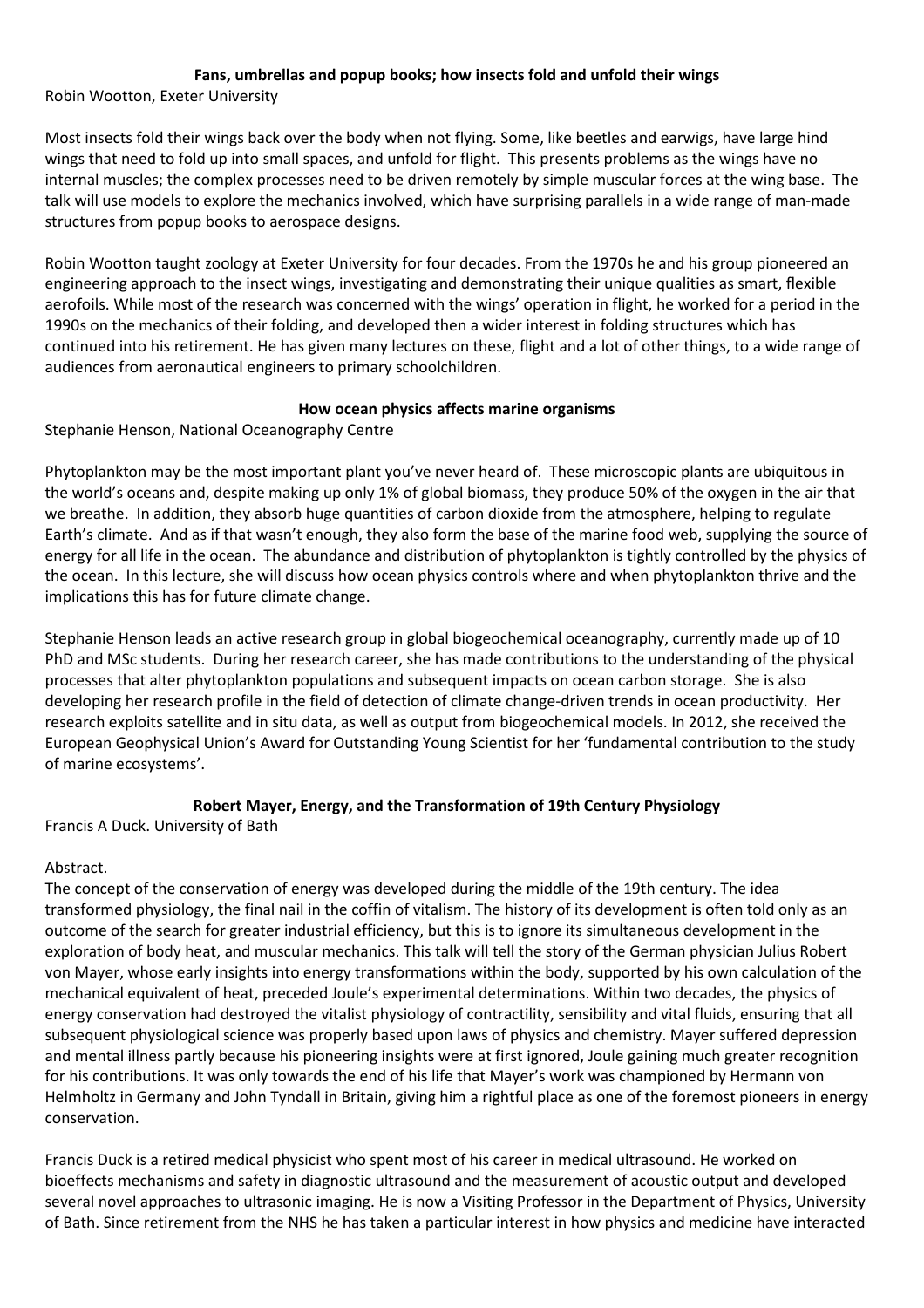### Fans, umbrellas and popup books; how insects fold and unfold their wings

Robin Wootton, Exeter University

Most insects fold their wings back over the body when not flying. Some, like beetles and earwigs, have large hind wings that need to fold up into small spaces, and unfold for flight. This presents problems as the wings have no internal muscles; the complex processes need to be driven remotely by simple muscular forces at the wing base. The talk will use models to explore the mechanics involved, which have surprising parallels in a wide range of man-made structures from popup books to aerospace designs.

Robin Wootton taught zoology at Exeter University for four decades. From the 1970s he and his group pioneered an engineering approach to the insect wings, investigating and demonstrating their unique qualities as smart, flexible aerofoils. While most of the research was concerned with the wings' operation in flight, he worked for a period in the 1990s on the mechanics of their folding, and developed then a wider interest in folding structures which has continued into his retirement. He has given many lectures on these, flight and a lot of other things, to a wide range of audiences from aeronautical engineers to primary schoolchildren.

### How ocean physics affects marine organisms

Stephanie Henson, National Oceanography Centre

Phytoplankton may be the most important plant you've never heard of. These microscopic plants are ubiquitous in the world's oceans and, despite making up only 1% of global biomass, they produce 50% of the oxygen in the air that we breathe. In addition, they absorb huge quantities of carbon dioxide from the atmosphere, helping to regulate Earth's climate. And as if that wasn't enough, they also form the base of the marine food web, supplying the source of energy for all life in the ocean. The abundance and distribution of phytoplankton is tightly controlled by the physics of the ocean. In this lecture, she will discuss how ocean physics controls where and when phytoplankton thrive and the implications this has for future climate change.

Stephanie Henson leads an active research group in global biogeochemical oceanography, currently made up of 10 PhD and MSc students. During her research career, she has made contributions to the understanding of the physical processes that alter phytoplankton populations and subsequent impacts on ocean carbon storage. She is also developing her research profile in the field of detection of climate change-driven trends in ocean productivity. Her research exploits satellite and in situ data, as well as output from biogeochemical models. In 2012, she received the European Geophysical Union's Award for Outstanding Young Scientist for her 'fundamental contribution to the study of marine ecosystems'.

### Robert Mayer, Energy, and the Transformation of 19th Century Physiology

Francis A Duck. University of Bath

Abstract.

The concept of the conservation of energy was developed during the middle of the 19th century. The idea transformed physiology, the final nail in the coffin of vitalism. The history of its development is often told only as an outcome of the search for greater industrial efficiency, but this is to ignore its simultaneous development in the exploration of body heat, and muscular mechanics. This talk will tell the story of the German physician Julius Robert von Mayer, whose early insights into energy transformations within the body, supported by his own calculation of the mechanical equivalent of heat, preceded Joule's experimental determinations. Within two decades, the physics of energy conservation had destroyed the vitalist physiology of contractility, sensibility and vital fluids, ensuring that all subsequent physiological science was properly based upon laws of physics and chemistry. Mayer suffered depression and mental illness partly because his pioneering insights were at first ignored, Joule gaining much greater recognition for his contributions. It was only towards the end of his life that Mayer's work was championed by Hermann von Helmholtz in Germany and John Tyndall in Britain, giving him a rightful place as one of the foremost pioneers in energy conservation.

Francis Duck is a retired medical physicist who spent most of his career in medical ultrasound. He worked on bioeffects mechanisms and safety in diagnostic ultrasound and the measurement of acoustic output and developed several novel approaches to ultrasonic imaging. He is now a Visiting Professor in the Department of Physics, University of Bath. Since retirement from the NHS he has taken a particular interest in how physics and medicine have interacted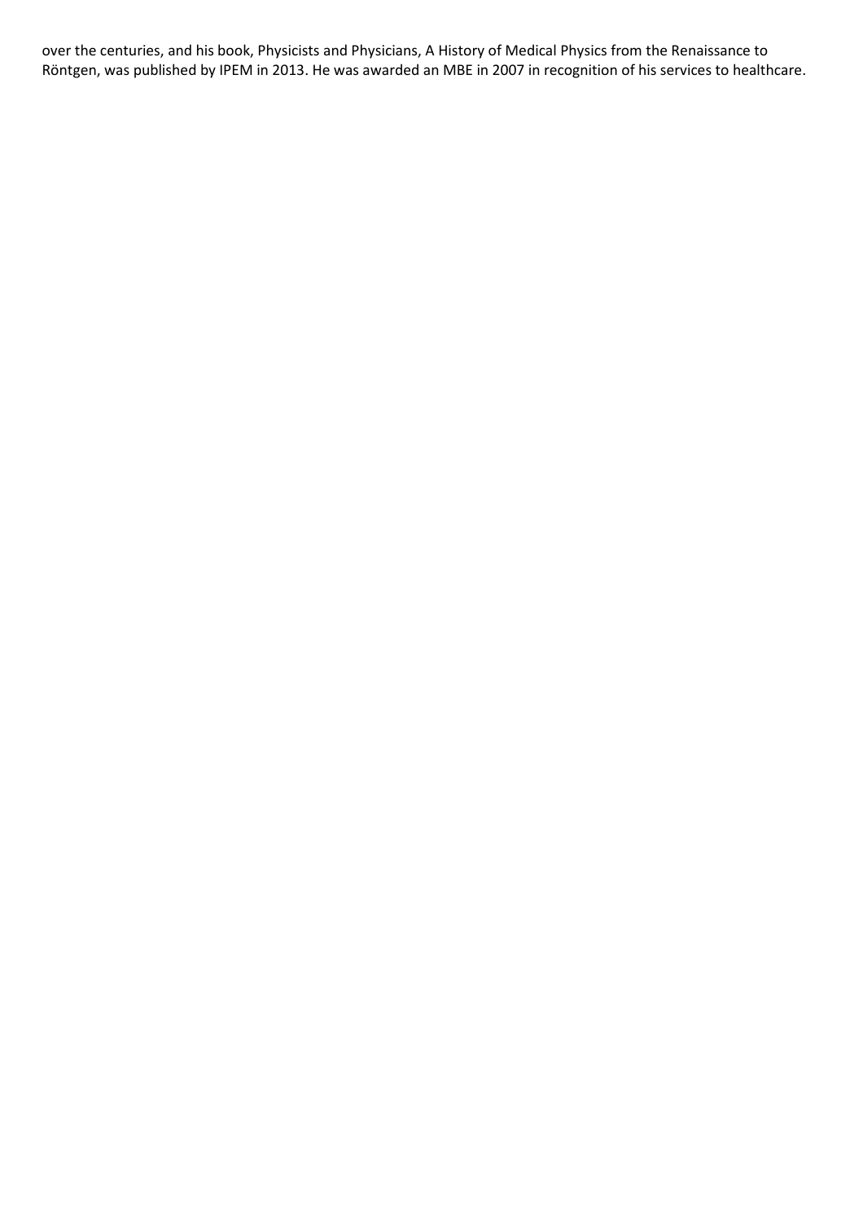over the centuries, and his book, Physicists and Physicians, A History of Medical Physics from the Renaissance to Röntgen, was published by IPEM in 2013. He was awarded an MBE in 2007 in recognition of his services to healthcare.